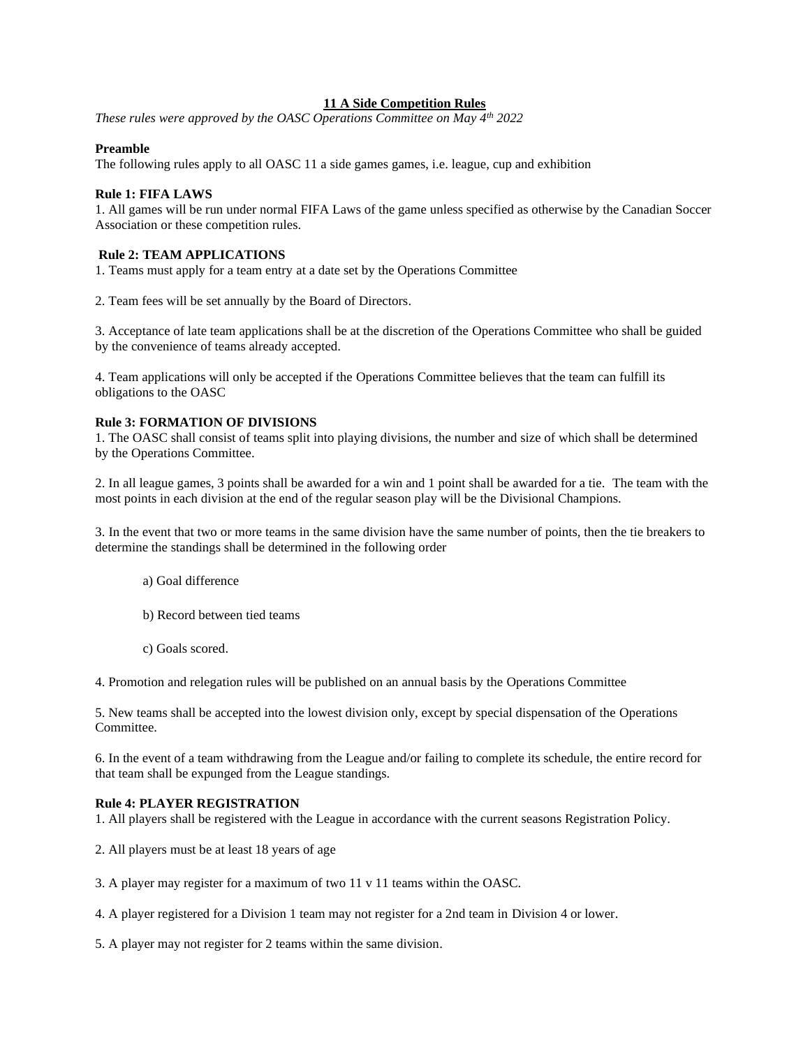# 11 A Side Competition Rules

*These rules were approved by the OASC Operations Committee on May 4th 2022*

**Preamble**

The following rules apply to all OASC 11 a side games games, i.e. league, cup and exhibition

**Rule 1: FIFA LAWS**

1. All games will be run under normal FIFA Laws of the game unless specified as otherwise by the Canadian Soccer Association or these competition rules.

**Rule 2: TEAM APPLICATIONS**

1. Teams must apply for a team entry at a date set by the Operations Committee

2. Team fees will be set annually by the Board of Directors.

3. Acceptance of late team applications shall be at the discretion of the Operations Committee who shall be guided by the convenience of teams already accepted.

4. Team applications will only be accepted if the Operations Committee believes that the team can fulfill its obligations to the OASC

**Rule 3: FORMATION OF DIVISIONS**

1. The OASC shall consist of teams split into playing divisions, the number and size of which shall be determined by the Operations Committee.

2. In all league games, 3 points shall be awarded for a win and 1 point shall be awarded for a tie. The team with the most points in each division at the end of the regular season play will be the Divisional Champions.

3. In the event that two or more teams in the same division have the same number of points, then the tie breakers to determine the standings shall be determined in the following order

   a) Goal difference

   b) Record between tied teams

   c) Goals scored.

4. Promotion and relegation rules will be published on an annual basis by the Operations Committee

5. New teams shall be accepted into the lowest division only, except by special dispensation of the Operations Committee.

6. In the event of a team withdrawing from the League and/or failing to complete its schedule, the entire record for that team shall be expunged from the League standings.

**Rule 4: PLAYER REGISTRATION**

1. All players shall be registered with the League in accordance with the current seasons Registration Policy.

2. All players must be at least 18 years of age

3. A player may register for a maximum of two 11 v 11 teams within the OASC.

4. A player registered for a Division 1 team may not register for a 2nd team in Division 4 or lower.

5. A player may not register for 2 teams within the same division.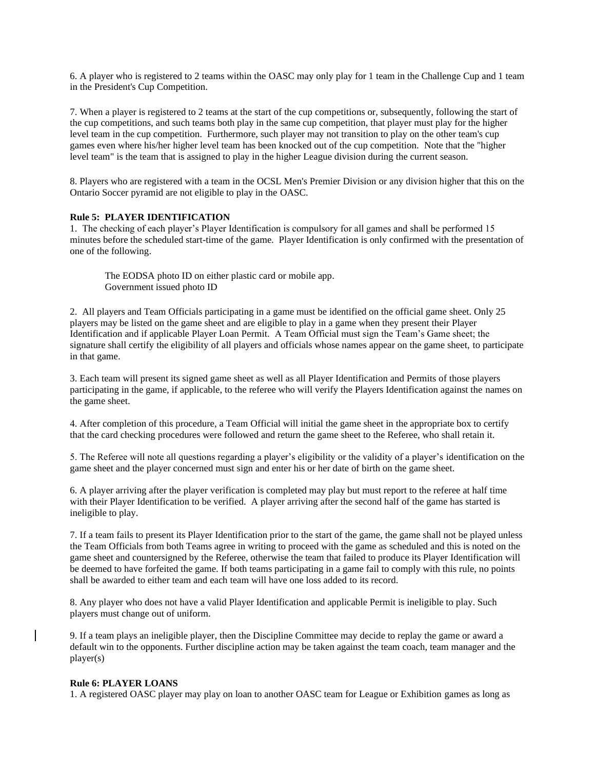6. A player who is registered to 2 teams within the OASC may only play for 1 team in the Challenge Cup and 1 team in the President's Cup Competition.

7. When a player is registered to 2 teams at the start of the cup competitions or, subsequently, following the start of the cup competitions, and such teams both play in the same cup competition, that player must play for the higher level team in the cup competition. Furthermore, such player may not transition to play on the other team's cup games even where his/her higher level team has been knocked out of the cup competition. Note that the "higher level team" is the team that is assigned to play in the higher League division during the current season.

8. Players who are registered with a team in the OCSL Men's Premier Division or any division higher that this on the Ontario Soccer pyramid are not eligible to play in the OASC.

**Rule 5: PLAYER IDENTIFICATION**

1. The checking of each player's Player Identification is compulsory for all games and shall be performed 15 minutes before the scheduled start-time of the game. Player Identification is only confirmed with the presentation of one of the following.

   The EODSA photo ID on either plastic card or mobile app.
   Government issued photo ID

2. All players and Team Officials participating in a game must be identified on the official game sheet. Only 25 players may be listed on the game sheet and are eligible to play in a game when they present their Player Identification and if applicable Player Loan Permit. A Team Official must sign the Team's Game sheet; the signature shall certify the eligibility of all players and officials whose names appear on the game sheet, to participate in that game.

3. Each team will present its signed game sheet as well as all Player Identification and Permits of those players participating in the game, if applicable, to the referee who will verify the Players Identification against the names on the game sheet.

4. After completion of this procedure, a Team Official will initial the game sheet in the appropriate box to certify that the card checking procedures were followed and return the game sheet to the Referee, who shall retain it.

5. The Referee will note all questions regarding a player's eligibility or the validity of a player's identification on the game sheet and the player concerned must sign and enter his or her date of birth on the game sheet.

6. A player arriving after the player verification is completed may play but must report to the referee at half time with their Player Identification to be verified. A player arriving after the second half of the game has started is ineligible to play.

7. If a team fails to present its Player Identification prior to the start of the game, the game shall not be played unless the Team Officials from both Teams agree in writing to proceed with the game as scheduled and this is noted on the game sheet and countersigned by the Referee, otherwise the team that failed to produce its Player Identification will be deemed to have forfeited the game. If both teams participating in a game fail to comply with this rule, no points shall be awarded to either team and each team will have one loss added to its record.

8. Any player who does not have a valid Player Identification and applicable Permit is ineligible to play. Such players must change out of uniform.

9. If a team plays an ineligible player, then the Discipline Committee may decide to replay the game or award a default win to the opponents. Further discipline action may be taken against the team coach, team manager and the player(s)

**Rule 6: PLAYER LOANS**

1. A registered OASC player may play on loan to another OASC team for League or Exhibition games as long as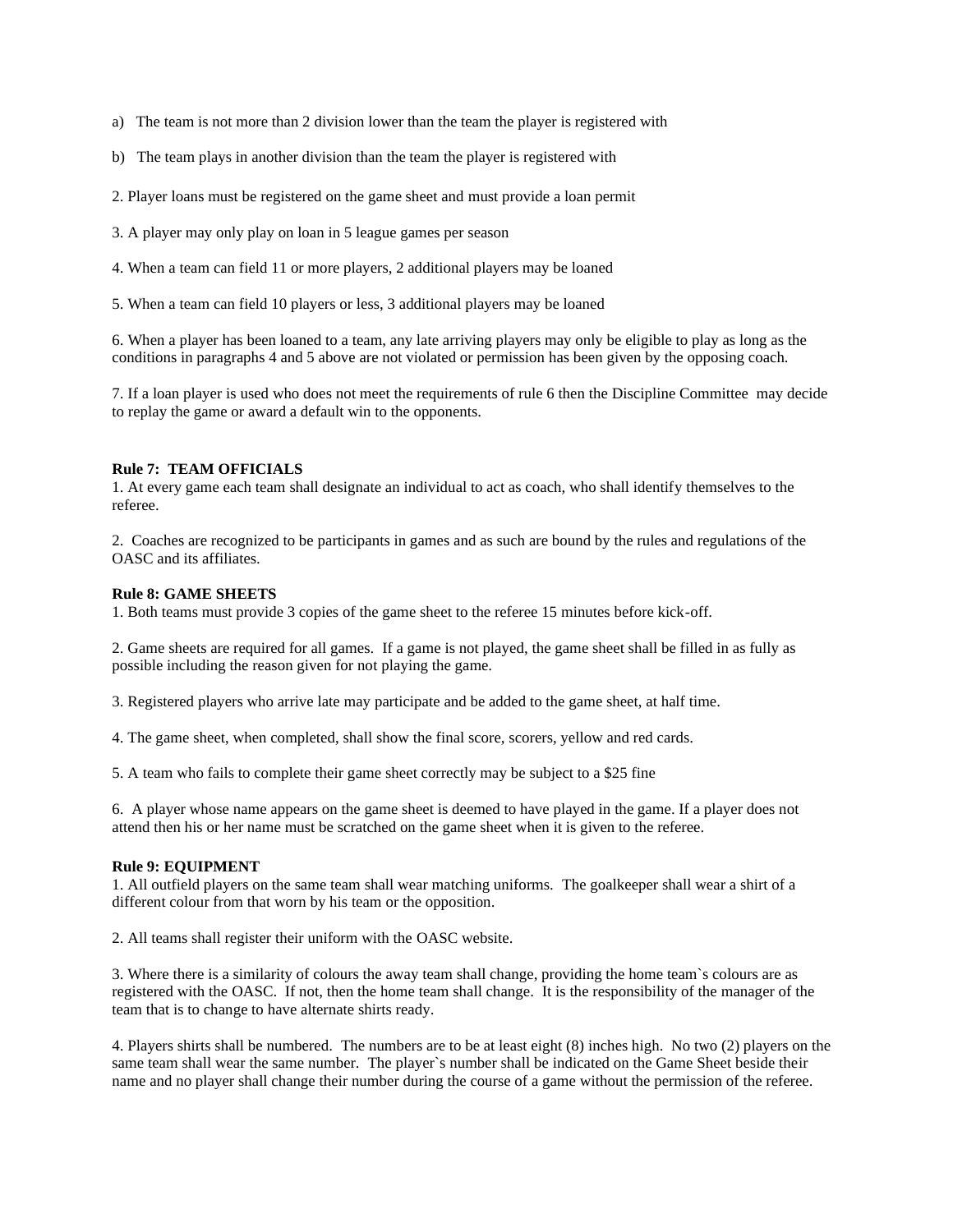a) The team is not more than 2 division lower than the team the player is registered with

b) The team plays in another division than the team the player is registered with

2. Player loans must be registered on the game sheet and must provide a loan permit

3. A player may only play on loan in 5 league games per season

4. When a team can field 11 or more players, 2 additional players may be loaned

5. When a team can field 10 players or less, 3 additional players may be loaned

6. When a player has been loaned to a team, any late arriving players may only be eligible to play as long as the conditions in paragraphs 4 and 5 above are not violated or permission has been given by the opposing coach.

7. If a loan player is used who does not meet the requirements of rule 6 then the Discipline Committee may decide to replay the game or award a default win to the opponents.

**Rule 7: TEAM OFFICIALS**

1. At every game each team shall designate an individual to act as coach, who shall identify themselves to the referee.

2. Coaches are recognized to be participants in games and as such are bound by the rules and regulations of the OASC and its affiliates.

**Rule 8: GAME SHEETS**

1. Both teams must provide 3 copies of the game sheet to the referee 15 minutes before kick-off.

2. Game sheets are required for all games. If a game is not played, the game sheet shall be filled in as fully as possible including the reason given for not playing the game.

3. Registered players who arrive late may participate and be added to the game sheet, at half time.

4. The game sheet, when completed, shall show the final score, scorers, yellow and red cards.

5. A team who fails to complete their game sheet correctly may be subject to a $25 fine

6. A player whose name appears on the game sheet is deemed to have played in the game. If a player does not attend then his or her name must be scratched on the game sheet when it is given to the referee.

**Rule 9: EQUIPMENT**

1. All outfield players on the same team shall wear matching uniforms. The goalkeeper shall wear a shirt of a different colour from that worn by his team or the opposition.

2. All teams shall register their uniform with the OASC website.

3. Where there is a similarity of colours the away team shall change, providing the home team`s colours are as registered with the OASC. If not, then the home team shall change. It is the responsibility of the manager of the team that is to change to have alternate shirts ready.

4. Players shirts shall be numbered. The numbers are to be at least eight (8) inches high. No two (2) players on the same team shall wear the same number. The player`s number shall be indicated on the Game Sheet beside their name and no player shall change their number during the course of a game without the permission of the referee.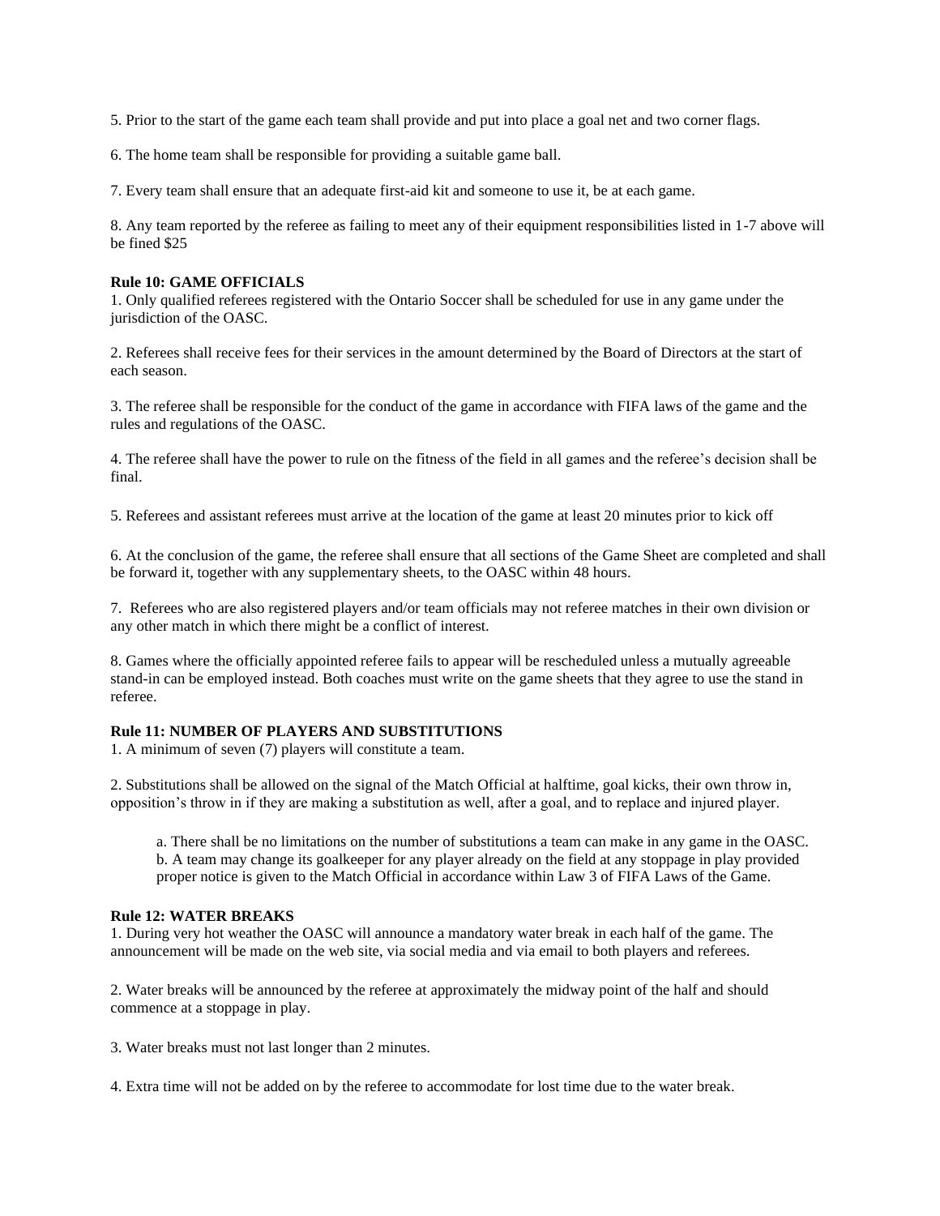5. Prior to the start of the game each team shall provide and put into place a goal net and two corner flags.

6. The home team shall be responsible for providing a suitable game ball.

7. Every team shall ensure that an adequate first-aid kit and someone to use it, be at each game.

8. Any team reported by the referee as failing to meet any of their equipment responsibilities listed in 1-7 above will be fined $25

**Rule 10: GAME OFFICIALS**

1. Only qualified referees registered with the Ontario Soccer shall be scheduled for use in any game under the jurisdiction of the OASC.

2. Referees shall receive fees for their services in the amount determined by the Board of Directors at the start of each season.

3. The referee shall be responsible for the conduct of the game in accordance with FIFA laws of the game and the rules and regulations of the OASC.

4. The referee shall have the power to rule on the fitness of the field in all games and the referee's decision shall be final.

5. Referees and assistant referees must arrive at the location of the game at least 20 minutes prior to kick off

6. At the conclusion of the game, the referee shall ensure that all sections of the Game Sheet are completed and shall be forward it, together with any supplementary sheets, to the OASC within 48 hours.

7. Referees who are also registered players and/or team officials may not referee matches in their own division or any other match in which there might be a conflict of interest.

8. Games where the officially appointed referee fails to appear will be rescheduled unless a mutually agreeable stand-in can be employed instead. Both coaches must write on the game sheets that they agree to use the stand in referee.

**Rule 11: NUMBER OF PLAYERS AND SUBSTITUTIONS**

1. A minimum of seven (7) players will constitute a team.

2. Substitutions shall be allowed on the signal of the Match Official at halftime, goal kicks, their own throw in, opposition's throw in if they are making a substitution as well, after a goal, and to replace and injured player.

   a. There shall be no limitations on the number of substitutions a team can make in any game in the OASC.
   b. A team may change its goalkeeper for any player already on the field at any stoppage in play provided proper notice is given to the Match Official in accordance within Law 3 of FIFA Laws of the Game.

**Rule 12: WATER BREAKS**

1. During very hot weather the OASC will announce a mandatory water break in each half of the game. The announcement will be made on the web site, via social media and via email to both players and referees.

2. Water breaks will be announced by the referee at approximately the midway point of the half and should commence at a stoppage in play.

3. Water breaks must not last longer than 2 minutes.

4. Extra time will not be added on by the referee to accommodate for lost time due to the water break.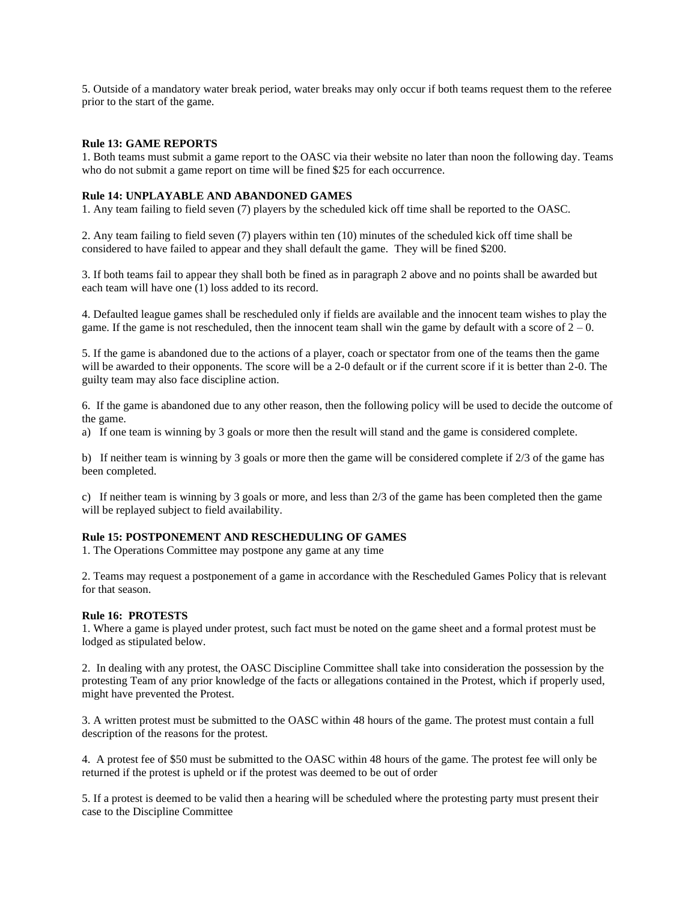5. Outside of a mandatory water break period, water breaks may only occur if both teams request them to the referee prior to the start of the game.

**Rule 13: GAME REPORTS**

1. Both teams must submit a game report to the OASC via their website no later than noon the following day. Teams who do not submit a game report on time will be fined $25 for each occurrence.

**Rule 14: UNPLAYABLE AND ABANDONED GAMES**

1. Any team failing to field seven (7) players by the scheduled kick off time shall be reported to the OASC.

2. Any team failing to field seven (7) players within ten (10) minutes of the scheduled kick off time shall be considered to have failed to appear and they shall default the game. They will be fined $200.

3. If both teams fail to appear they shall both be fined as in paragraph 2 above and no points shall be awarded but each team will have one (1) loss added to its record.

4. Defaulted league games shall be rescheduled only if fields are available and the innocent team wishes to play the game. If the game is not rescheduled, then the innocent team shall win the game by default with a score of 2 – 0.

5. If the game is abandoned due to the actions of a player, coach or spectator from one of the teams then the game will be awarded to their opponents. The score will be a 2-0 default or if the current score if it is better than 2-0. The guilty team may also face discipline action.

6. If the game is abandoned due to any other reason, then the following policy will be used to decide the outcome of the game.

a) If one team is winning by 3 goals or more then the result will stand and the game is considered complete.

b) If neither team is winning by 3 goals or more then the game will be considered complete if 2/3 of the game has been completed.

c) If neither team is winning by 3 goals or more, and less than 2/3 of the game has been completed then the game will be replayed subject to field availability.

**Rule 15: POSTPONEMENT AND RESCHEDULING OF GAMES**

1. The Operations Committee may postpone any game at any time

2. Teams may request a postponement of a game in accordance with the Rescheduled Games Policy that is relevant for that season.

**Rule 16: PROTESTS**

1. Where a game is played under protest, such fact must be noted on the game sheet and a formal protest must be lodged as stipulated below.

2. In dealing with any protest, the OASC Discipline Committee shall take into consideration the possession by the protesting Team of any prior knowledge of the facts or allegations contained in the Protest, which if properly used, might have prevented the Protest.

3. A written protest must be submitted to the OASC within 48 hours of the game. The protest must contain a full description of the reasons for the protest.

4. A protest fee of $50 must be submitted to the OASC within 48 hours of the game. The protest fee will only be returned if the protest is upheld or if the protest was deemed to be out of order

5. If a protest is deemed to be valid then a hearing will be scheduled where the protesting party must present their case to the Discipline Committee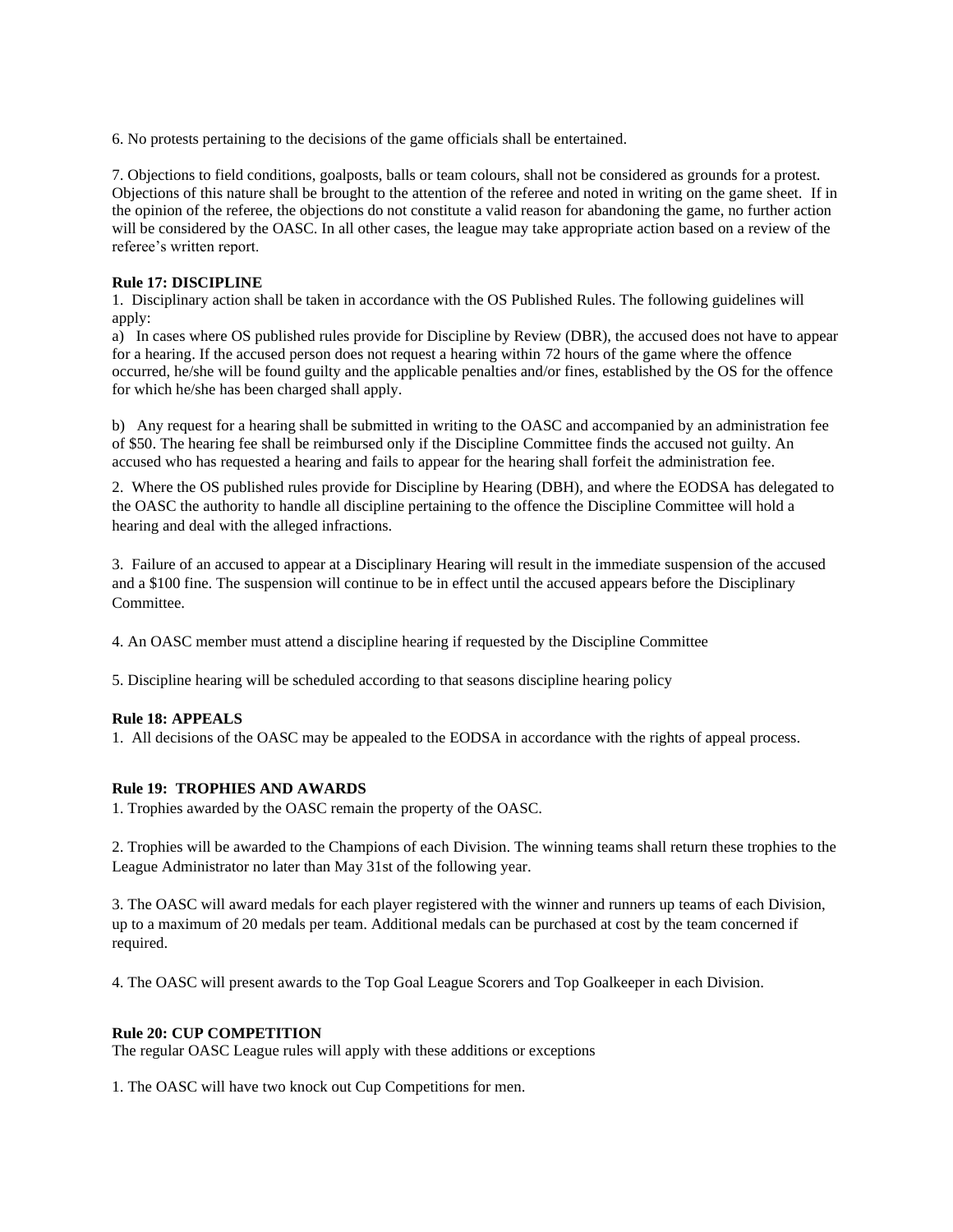6. No protests pertaining to the decisions of the game officials shall be entertained.

7. Objections to field conditions, goalposts, balls or team colours, shall not be considered as grounds for a protest. Objections of this nature shall be brought to the attention of the referee and noted in writing on the game sheet. If in the opinion of the referee, the objections do not constitute a valid reason for abandoning the game, no further action will be considered by the OASC. In all other cases, the league may take appropriate action based on a review of the referee's written report.

**Rule 17: DISCIPLINE**

1. Disciplinary action shall be taken in accordance with the OS Published Rules. The following guidelines will apply:

a) In cases where OS published rules provide for Discipline by Review (DBR), the accused does not have to appear for a hearing. If the accused person does not request a hearing within 72 hours of the game where the offence occurred, he/she will be found guilty and the applicable penalties and/or fines, established by the OS for the offence for which he/she has been charged shall apply.

b) Any request for a hearing shall be submitted in writing to the OASC and accompanied by an administration fee of $50. The hearing fee shall be reimbursed only if the Discipline Committee finds the accused not guilty. An accused who has requested a hearing and fails to appear for the hearing shall forfeit the administration fee.

2. Where the OS published rules provide for Discipline by Hearing (DBH), and where the EODSA has delegated to the OASC the authority to handle all discipline pertaining to the offence the Discipline Committee will hold a hearing and deal with the alleged infractions.

3. Failure of an accused to appear at a Disciplinary Hearing will result in the immediate suspension of the accused and a $100 fine. The suspension will continue to be in effect until the accused appears before the Disciplinary Committee.

4. An OASC member must attend a discipline hearing if requested by the Discipline Committee

5. Discipline hearing will be scheduled according to that seasons discipline hearing policy

**Rule 18: APPEALS**

1. All decisions of the OASC may be appealed to the EODSA in accordance with the rights of appeal process.

**Rule 19: TROPHIES AND AWARDS**

1. Trophies awarded by the OASC remain the property of the OASC.

2. Trophies will be awarded to the Champions of each Division. The winning teams shall return these trophies to the League Administrator no later than May 31st of the following year.

3. The OASC will award medals for each player registered with the winner and runners up teams of each Division, up to a maximum of 20 medals per team. Additional medals can be purchased at cost by the team concerned if required.

4. The OASC will present awards to the Top Goal League Scorers and Top Goalkeeper in each Division.

**Rule 20: CUP COMPETITION**

The regular OASC League rules will apply with these additions or exceptions

1. The OASC will have two knock out Cup Competitions for men.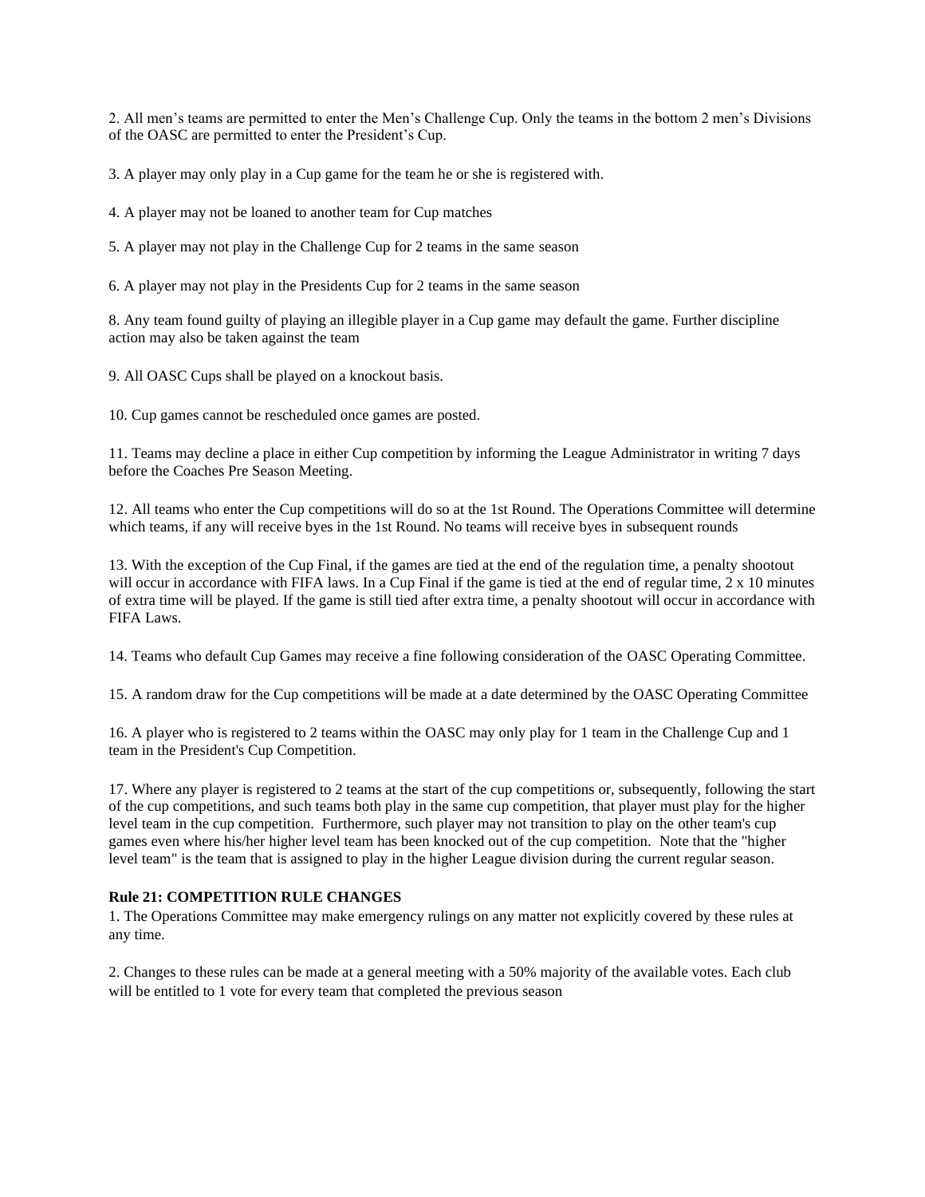2. All men's teams are permitted to enter the Men's Challenge Cup. Only the teams in the bottom 2 men's Divisions of the OASC are permitted to enter the President's Cup.

3. A player may only play in a Cup game for the team he or she is registered with.

4. A player may not be loaned to another team for Cup matches

5. A player may not play in the Challenge Cup for 2 teams in the same season

6. A player may not play in the Presidents Cup for 2 teams in the same season

8. Any team found guilty of playing an illegible player in a Cup game may default the game. Further discipline action may also be taken against the team

9. All OASC Cups shall be played on a knockout basis.

10. Cup games cannot be rescheduled once games are posted.

11. Teams may decline a place in either Cup competition by informing the League Administrator in writing 7 days before the Coaches Pre Season Meeting.

12. All teams who enter the Cup competitions will do so at the 1st Round. The Operations Committee will determine which teams, if any will receive byes in the 1st Round. No teams will receive byes in subsequent rounds

13. With the exception of the Cup Final, if the games are tied at the end of the regulation time, a penalty shootout will occur in accordance with FIFA laws. In a Cup Final if the game is tied at the end of regular time, 2 x 10 minutes of extra time will be played. If the game is still tied after extra time, a penalty shootout will occur in accordance with FIFA Laws.

14. Teams who default Cup Games may receive a fine following consideration of the OASC Operating Committee.

15. A random draw for the Cup competitions will be made at a date determined by the OASC Operating Committee

16. A player who is registered to 2 teams within the OASC may only play for 1 team in the Challenge Cup and 1 team in the President's Cup Competition.

17. Where any player is registered to 2 teams at the start of the cup competitions or, subsequently, following the start of the cup competitions, and such teams both play in the same cup competition, that player must play for the higher level team in the cup competition. Furthermore, such player may not transition to play on the other team's cup games even where his/her higher level team has been knocked out of the cup competition. Note that the "higher level team" is the team that is assigned to play in the higher League division during the current regular season.

**Rule 21: COMPETITION RULE CHANGES**

1. The Operations Committee may make emergency rulings on any matter not explicitly covered by these rules at any time.

2. Changes to these rules can be made at a general meeting with a 50% majority of the available votes. Each club will be entitled to 1 vote for every team that completed the previous season